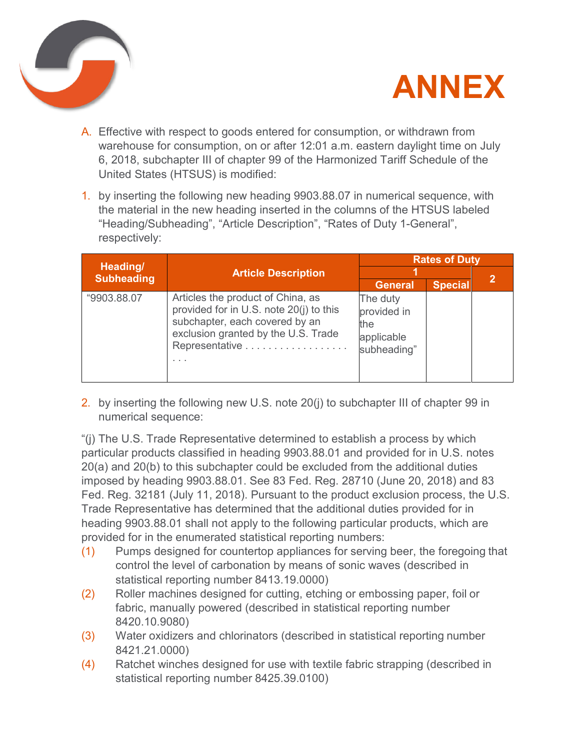# ANNEX

A. Effective with respect to goods entered for consumption, or withdrawn from warehouse for consumption, on or after 12:01 a.m. eastern daylight time on July 6, 2018, subchapter III of chapter 99 of the Harmonized Tariff Schedule of the United States (HTSUS) is modified:

1. by inserting the following new heading 9903.88.07 in numerical sequence, with the material in the new heading inserted in the columns of the HTSUS labeled "Heading/Subheading", "Article Description", "Rates of Duty 1-General", respectively:

| Heading/ Subheading | Article Description | Rates of Duty | | |
|---|---|---|---|---|
| | | 1 | | 2 |
| | | General | Special | |
| "9903.88.07 | Articles the product of China, as provided for in U.S. note 20(j) to this subchapter, each covered by an exclusion granted by the U.S. Trade Representative . . . . . . . . . . . . . . . . . . . . . | The duty provided in the applicable subheading" | | |

2. by inserting the following new U.S. note 20(j) to subchapter III of chapter 99 in numerical sequence:

"(j) The U.S. Trade Representative determined to establish a process by which particular products classified in heading 9903.88.01 and provided for in U.S. notes 20(a) and 20(b) to this subchapter could be excluded from the additional duties imposed by heading 9903.88.01. See 83 Fed. Reg. 28710 (June 20, 2018) and 83 Fed. Reg. 32181 (July 11, 2018). Pursuant to the product exclusion process, the U.S. Trade Representative has determined that the additional duties provided for in heading 9903.88.01 shall not apply to the following particular products, which are provided for in the enumerated statistical reporting numbers:

(1) Pumps designed for countertop appliances for serving beer, the foregoing that control the level of carbonation by means of sonic waves (described in statistical reporting number 8413.19.0000)

(2) Roller machines designed for cutting, etching or embossing paper, foil or fabric, manually powered (described in statistical reporting number 8420.10.9080)

(3) Water oxidizers and chlorinators (described in statistical reporting number 8421.21.0000)

(4) Ratchet winches designed for use with textile fabric strapping (described in statistical reporting number 8425.39.0100)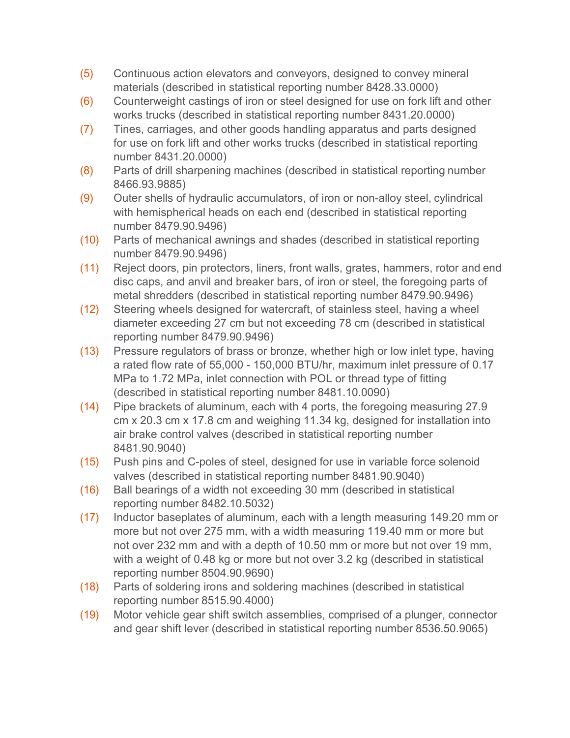(5) Continuous action elevators and conveyors, designed to convey mineral materials (described in statistical reporting number 8428.33.0000)

(6) Counterweight castings of iron or steel designed for use on fork lift and other works trucks (described in statistical reporting number 8431.20.0000)

(7) Tines, carriages, and other goods handling apparatus and parts designed for use on fork lift and other works trucks (described in statistical reporting number 8431.20.0000)

(8) Parts of drill sharpening machines (described in statistical reporting number 8466.93.9885)

(9) Outer shells of hydraulic accumulators, of iron or non-alloy steel, cylindrical with hemispherical heads on each end (described in statistical reporting number 8479.90.9496)

(10) Parts of mechanical awnings and shades (described in statistical reporting number 8479.90.9496)

(11) Reject doors, pin protectors, liners, front walls, grates, hammers, rotor and end disc caps, and anvil and breaker bars, of iron or steel, the foregoing parts of metal shredders (described in statistical reporting number 8479.90.9496)

(12) Steering wheels designed for watercraft, of stainless steel, having a wheel diameter exceeding 27 cm but not exceeding 78 cm (described in statistical reporting number 8479.90.9496)

(13) Pressure regulators of brass or bronze, whether high or low inlet type, having a rated flow rate of 55,000 - 150,000 BTU/hr, maximum inlet pressure of 0.17 MPa to 1.72 MPa, inlet connection with POL or thread type of fitting (described in statistical reporting number 8481.10.0090)

(14) Pipe brackets of aluminum, each with 4 ports, the foregoing measuring 27.9 cm x 20.3 cm x 17.8 cm and weighing 11.34 kg, designed for installation into air brake control valves (described in statistical reporting number 8481.90.9040)

(15) Push pins and C-poles of steel, designed for use in variable force solenoid valves (described in statistical reporting number 8481.90.9040)

(16) Ball bearings of a width not exceeding 30 mm (described in statistical reporting number 8482.10.5032)

(17) Inductor baseplates of aluminum, each with a length measuring 149.20 mm or more but not over 275 mm, with a width measuring 119.40 mm or more but not over 232 mm and with a depth of 10.50 mm or more but not over 19 mm, with a weight of 0.48 kg or more but not over 3.2 kg (described in statistical reporting number 8504.90.9690)

(18) Parts of soldering irons and soldering machines (described in statistical reporting number 8515.90.4000)

(19) Motor vehicle gear shift switch assemblies, comprised of a plunger, connector and gear shift lever (described in statistical reporting number 8536.50.9065)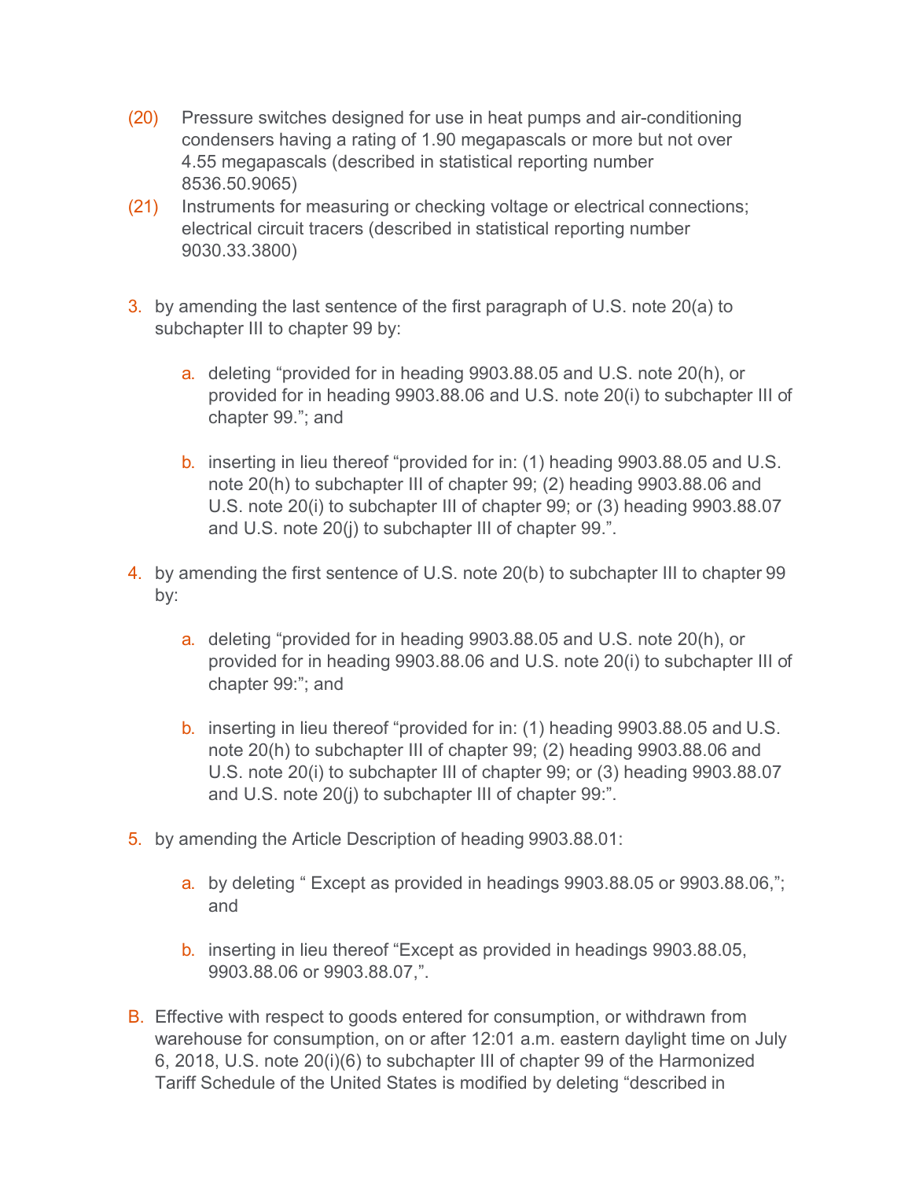(20) Pressure switches designed for use in heat pumps and air-conditioning condensers having a rating of 1.90 megapascals or more but not over 4.55 megapascals (described in statistical reporting number 8536.50.9065)

(21) Instruments for measuring or checking voltage or electrical connections; electrical circuit tracers (described in statistical reporting number 9030.33.3800)

3. by amending the last sentence of the first paragraph of U.S. note 20(a) to subchapter III to chapter 99 by:

   a. deleting "provided for in heading 9903.88.05 and U.S. note 20(h), or provided for in heading 9903.88.06 and U.S. note 20(i) to subchapter III of chapter 99."; and

   b. inserting in lieu thereof "provided for in: (1) heading 9903.88.05 and U.S. note 20(h) to subchapter III of chapter 99; (2) heading 9903.88.06 and U.S. note 20(i) to subchapter III of chapter 99; or (3) heading 9903.88.07 and U.S. note 20(j) to subchapter III of chapter 99.".

4. by amending the first sentence of U.S. note 20(b) to subchapter III to chapter 99 by:

   a. deleting "provided for in heading 9903.88.05 and U.S. note 20(h), or provided for in heading 9903.88.06 and U.S. note 20(i) to subchapter III of chapter 99:"; and

   b. inserting in lieu thereof "provided for in: (1) heading 9903.88.05 and U.S. note 20(h) to subchapter III of chapter 99; (2) heading 9903.88.06 and U.S. note 20(i) to subchapter III of chapter 99; or (3) heading 9903.88.07 and U.S. note 20(j) to subchapter III of chapter 99:".

5. by amending the Article Description of heading 9903.88.01:

   a. by deleting " Except as provided in headings 9903.88.05 or 9903.88.06,"; and

   b. inserting in lieu thereof "Except as provided in headings 9903.88.05, 9903.88.06 or 9903.88.07,".

B. Effective with respect to goods entered for consumption, or withdrawn from warehouse for consumption, on or after 12:01 a.m. eastern daylight time on July 6, 2018, U.S. note 20(i)(6) to subchapter III of chapter 99 of the Harmonized Tariff Schedule of the United States is modified by deleting "described in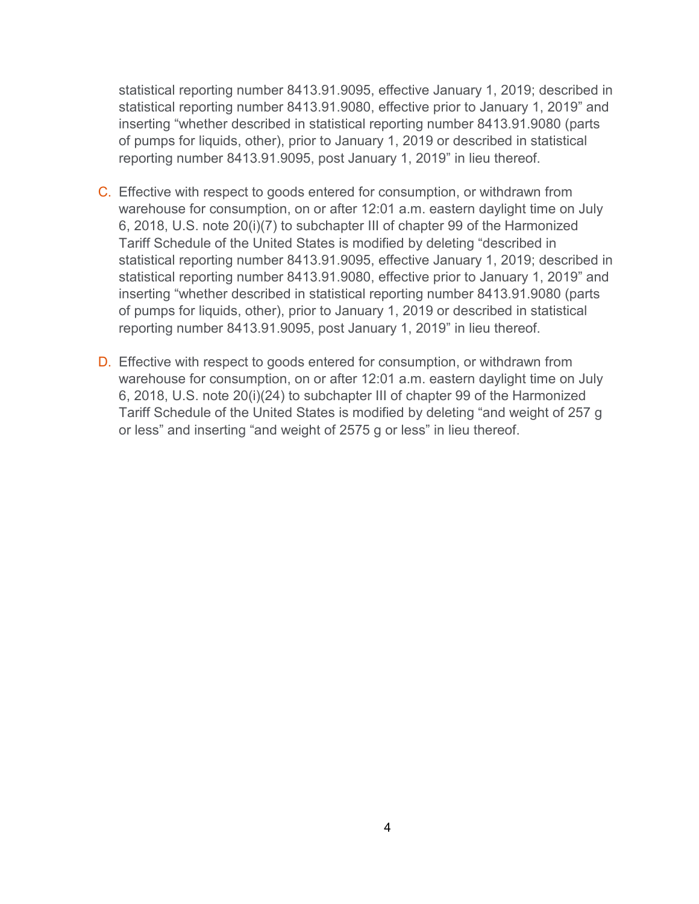statistical reporting number 8413.91.9095, effective January 1, 2019; described in statistical reporting number 8413.91.9080, effective prior to January 1, 2019" and inserting "whether described in statistical reporting number 8413.91.9080 (parts of pumps for liquids, other), prior to January 1, 2019 or described in statistical reporting number 8413.91.9095, post January 1, 2019" in lieu thereof.

C. Effective with respect to goods entered for consumption, or withdrawn from warehouse for consumption, on or after 12:01 a.m. eastern daylight time on July 6, 2018, U.S. note 20(i)(7) to subchapter III of chapter 99 of the Harmonized Tariff Schedule of the United States is modified by deleting "described in statistical reporting number 8413.91.9095, effective January 1, 2019; described in statistical reporting number 8413.91.9080, effective prior to January 1, 2019" and inserting "whether described in statistical reporting number 8413.91.9080 (parts of pumps for liquids, other), prior to January 1, 2019 or described in statistical reporting number 8413.91.9095, post January 1, 2019" in lieu thereof.

D. Effective with respect to goods entered for consumption, or withdrawn from warehouse for consumption, on or after 12:01 a.m. eastern daylight time on July 6, 2018, U.S. note 20(i)(24) to subchapter III of chapter 99 of the Harmonized Tariff Schedule of the United States is modified by deleting "and weight of 257 g or less" and inserting "and weight of 2575 g or less" in lieu thereof.